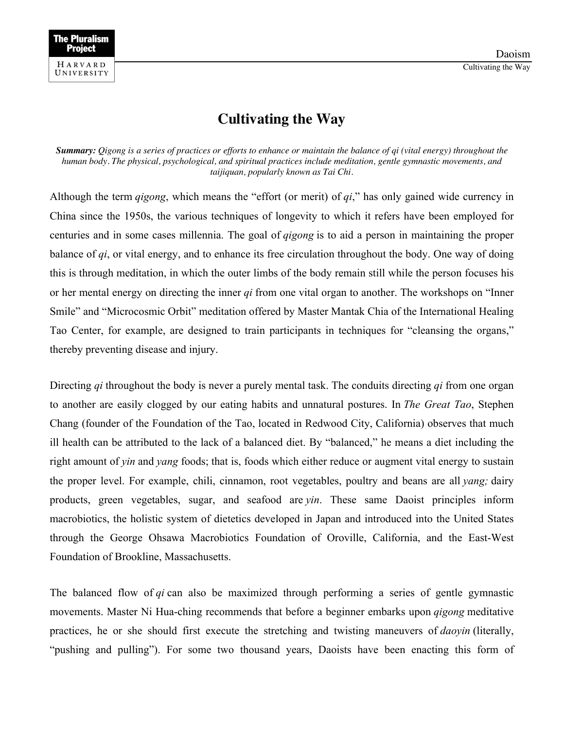# Cultivating the Way

***Summary:*** *Qigong is a series of practices or efforts to enhance or maintain the balance of qi (vital energy) throughout the human body. The physical, psychological, and spiritual practices include meditation, gentle gymnastic movements, and taijiquan, popularly known as Tai Chi.*

Although the term *qigong*, which means the "effort (or merit) of *qi*," has only gained wide currency in China since the 1950s, the various techniques of longevity to which it refers have been employed for centuries and in some cases millennia. The goal of *qigong* is to aid a person in maintaining the proper balance of *qi*, or vital energy, and to enhance its free circulation throughout the body. One way of doing this is through meditation, in which the outer limbs of the body remain still while the person focuses his or her mental energy on directing the inner *qi* from one vital organ to another. The workshops on "Inner Smile" and "Microcosmic Orbit" meditation offered by Master Mantak Chia of the International Healing Tao Center, for example, are designed to train participants in techniques for "cleansing the organs," thereby preventing disease and injury.

Directing *qi* throughout the body is never a purely mental task. The conduits directing *qi* from one organ to another are easily clogged by our eating habits and unnatural postures. In *The Great Tao*, Stephen Chang (founder of the Foundation of the Tao, located in Redwood City, California) observes that much ill health can be attributed to the lack of a balanced diet. By "balanced," he means a diet including the right amount of *yin* and *yang* foods; that is, foods which either reduce or augment vital energy to sustain the proper level. For example, chili, cinnamon, root vegetables, poultry and beans are all *yang;* dairy products, green vegetables, sugar, and seafood are *yin*. These same Daoist principles inform macrobiotics, the holistic system of dietetics developed in Japan and introduced into the United States through the George Ohsawa Macrobiotics Foundation of Oroville, California, and the East-West Foundation of Brookline, Massachusetts.

The balanced flow of *qi* can also be maximized through performing a series of gentle gymnastic movements. Master Ni Hua-ching recommends that before a beginner embarks upon *qigong* meditative practices, he or she should first execute the stretching and twisting maneuvers of *daoyin* (literally, "pushing and pulling"). For some two thousand years, Daoists have been enacting this form of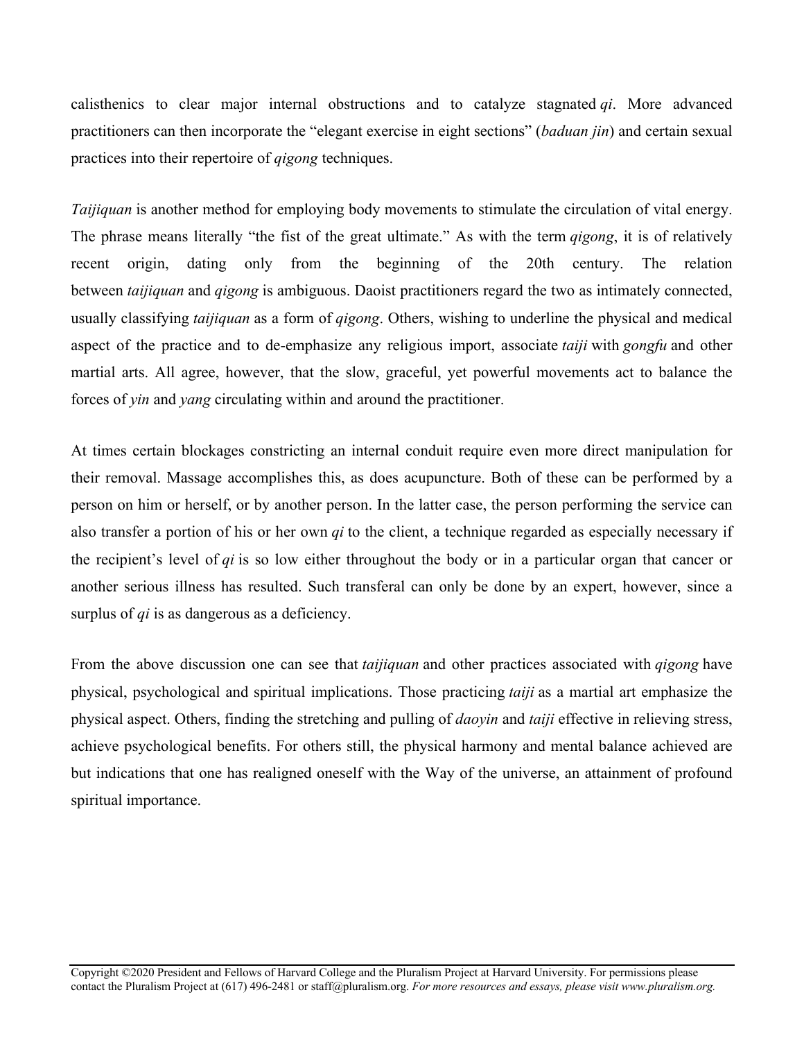calisthenics to clear major internal obstructions and to catalyze stagnated *qi*. More advanced practitioners can then incorporate the "elegant exercise in eight sections" (*baduan jin*) and certain sexual practices into their repertoire of *qigong* techniques.

*Taijiquan* is another method for employing body movements to stimulate the circulation of vital energy. The phrase means literally "the fist of the great ultimate." As with the term *qigong*, it is of relatively recent origin, dating only from the beginning of the 20th century. The relation between *taijiquan* and *qigong* is ambiguous. Daoist practitioners regard the two as intimately connected, usually classifying *taijiquan* as a form of *qigong*. Others, wishing to underline the physical and medical aspect of the practice and to de-emphasize any religious import, associate *taiji* with *gongfu* and other martial arts. All agree, however, that the slow, graceful, yet powerful movements act to balance the forces of *yin* and *yang* circulating within and around the practitioner.

At times certain blockages constricting an internal conduit require even more direct manipulation for their removal. Massage accomplishes this, as does acupuncture. Both of these can be performed by a person on him or herself, or by another person. In the latter case, the person performing the service can also transfer a portion of his or her own *qi* to the client, a technique regarded as especially necessary if the recipient's level of *qi* is so low either throughout the body or in a particular organ that cancer or another serious illness has resulted. Such transferal can only be done by an expert, however, since a surplus of *qi* is as dangerous as a deficiency.

From the above discussion one can see that *taijiquan* and other practices associated with *qigong* have physical, psychological and spiritual implications. Those practicing *taiji* as a martial art emphasize the physical aspect. Others, finding the stretching and pulling of *daoyin* and *taiji* effective in relieving stress, achieve psychological benefits. For others still, the physical harmony and mental balance achieved are but indications that one has realigned oneself with the Way of the universe, an attainment of profound spiritual importance.